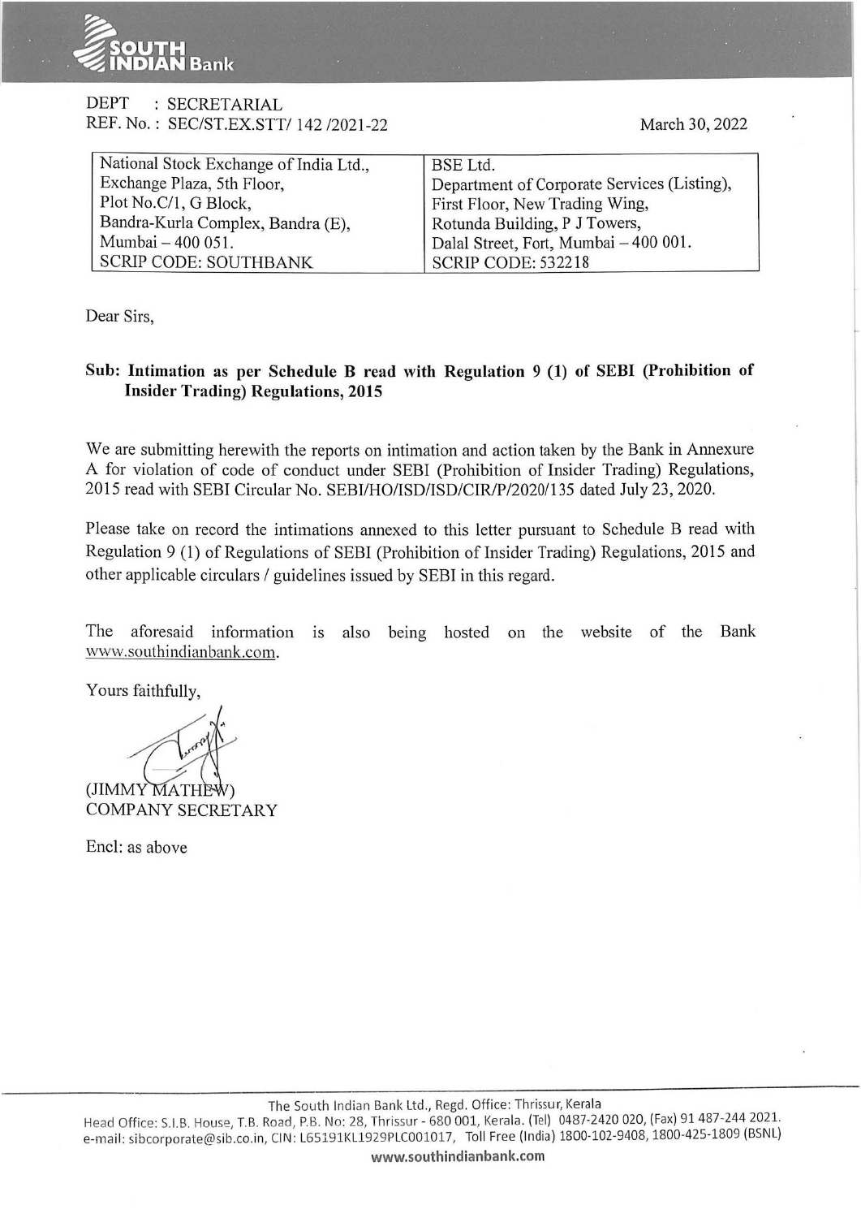DEPT : SECRETARIAL
REF. No. : SEC/ST.EX.STT/ 142 /2021-22

March 30, 2022

| National Stock Exchange of India Ltd., Exchange Plaza, 5th Floor, Plot No.C/1, G Block, Bandra-Kurla Complex, Bandra (E), Mumbai – 400 051. SCRIP CODE: SOUTHBANK | BSE Ltd. Department of Corporate Services (Listing), First Floor, New Trading Wing, Rotunda Building, P J Towers, Dalal Street, Fort, Mumbai – 400 001. SCRIP CODE: 532218 |
|---|---|

Dear Sirs,

**Sub: Intimation as per Schedule B read with Regulation 9 (1) of SEBI (Prohibition of Insider Trading) Regulations, 2015**

We are submitting herewith the reports on intimation and action taken by the Bank in Annexure A for violation of code of conduct under SEBI (Prohibition of Insider Trading) Regulations, 2015 read with SEBI Circular No. SEBI/HO/ISD/ISD/CIR/P/2020/135 dated July 23, 2020.

Please take on record the intimations annexed to this letter pursuant to Schedule B read with Regulation 9 (1) of Regulations of SEBI (Prohibition of Insider Trading) Regulations, 2015 and other applicable circulars / guidelines issued by SEBI in this regard.

The aforesaid information is also being hosted on the website of the Bank www.southindianbank.com.

Yours faithfully,

(JIMMY MATHEW)
COMPANY SECRETARY

Encl: as above

The South Indian Bank Ltd., Regd. Office: Thrissur, Kerala
Head Office: S.I.B. House, T.B. Road, P.B. No: 28, Thrissur - 680 001, Kerala. (Tel) 0487-2420 020, (Fax) 91 487-244 2021.
e-mail: sibcorporate@sib.co.in, CIN: L65191KL1929PLC001017, Toll Free (India) 1800-102-9408, 1800-425-1809 (BSNL)
www.southindianbank.com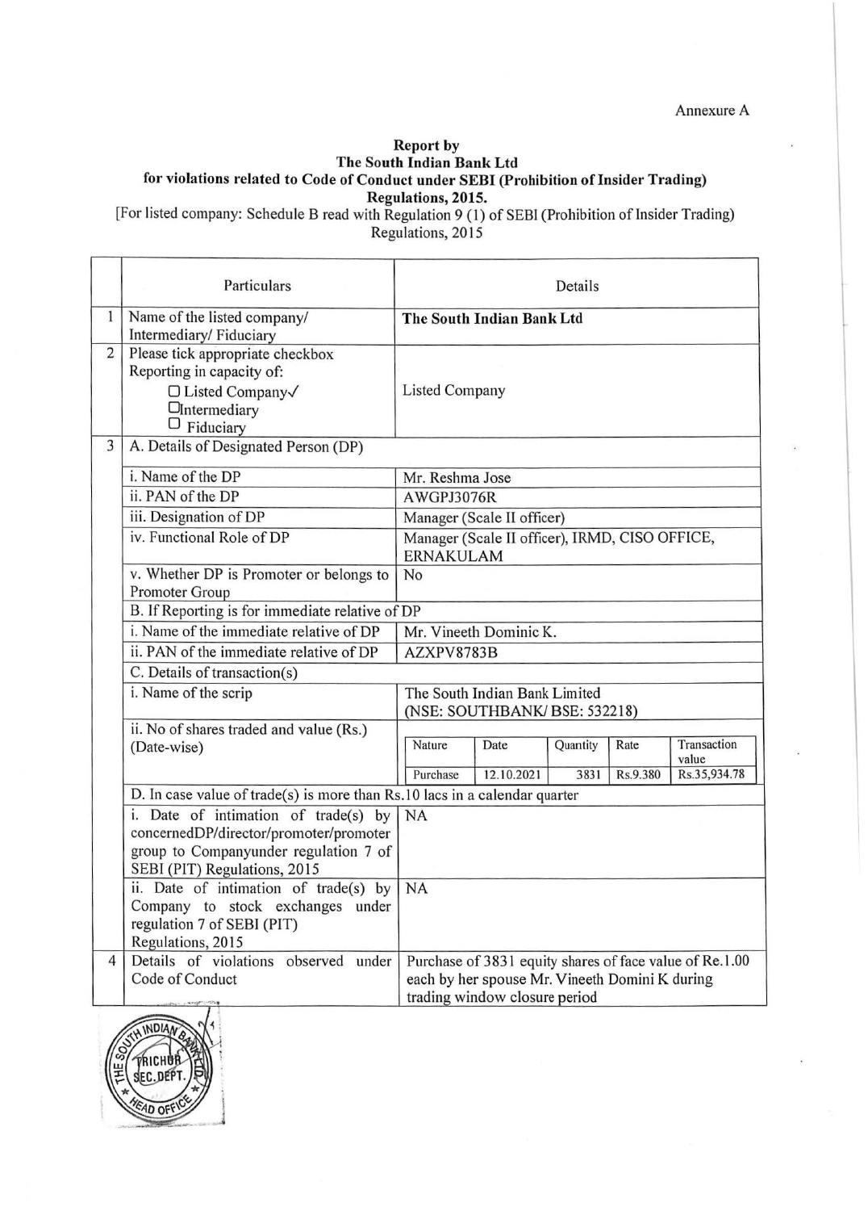Annexure A

**Report by**
**The South Indian Bank Ltd**
**for violations related to Code of Conduct under SEBI (Prohibition of Insider Trading) Regulations, 2015.**

[For listed company: Schedule B read with Regulation 9 (1) of SEBI (Prohibition of Insider Trading) Regulations, 2015

| | Particulars | Details |
|---|---|---|
| 1 | Name of the listed company/ Intermediary/ Fiduciary | **The South Indian Bank Ltd** |
| 2 | Please tick appropriate checkbox Reporting in capacity of: ☐ Listed Company✓ ☐Intermediary ☐ Fiduciary | Listed Company |
| 3 | A. Details of Designated Person (DP) | |
| | i. Name of the DP | Mr. Reshma Jose |
| | ii. PAN of the DP | AWGPJ3076R |
| | iii. Designation of DP | Manager (Scale II officer) |
| | iv. Functional Role of DP | Manager (Scale II officer), IRMD, CISO OFFICE, ERNAKULAM |
| | v. Whether DP is Promoter or belongs to Promoter Group | No |
| | B. If Reporting is for immediate relative of DP | |
| | i. Name of the immediate relative of DP | Mr. Vineeth Dominic K. |
| | ii. PAN of the immediate relative of DP | AZXPV8783B |
| | C. Details of transaction(s) | |
| | i. Name of the scrip | The South Indian Bank Limited (NSE: SOUTHBANK/ BSE: 532218) |
| | ii. No of shares traded and value (Rs.) (Date-wise) | Nature: Purchase; Date: 12.10.2021; Quantity: 3831; Rate: Rs.9.380; Transaction value: Rs.35,934.78 |
| | D. In case value of trade(s) is more than Rs.10 lacs in a calendar quarter | |
| | i. Date of intimation of trade(s) by concernedDP/director/promoter/promoter group to Companyunder regulation 7 of SEBI (PIT) Regulations, 2015 | NA |
| | ii. Date of intimation of trade(s) by Company to stock exchanges under regulation 7 of SEBI (PIT) Regulations, 2015 | NA |
| 4 | Details of violations observed under Code of Conduct | Purchase of 3831 equity shares of face value of Re.1.00 each by her spouse Mr. Vineeth Domini K during trading window closure period |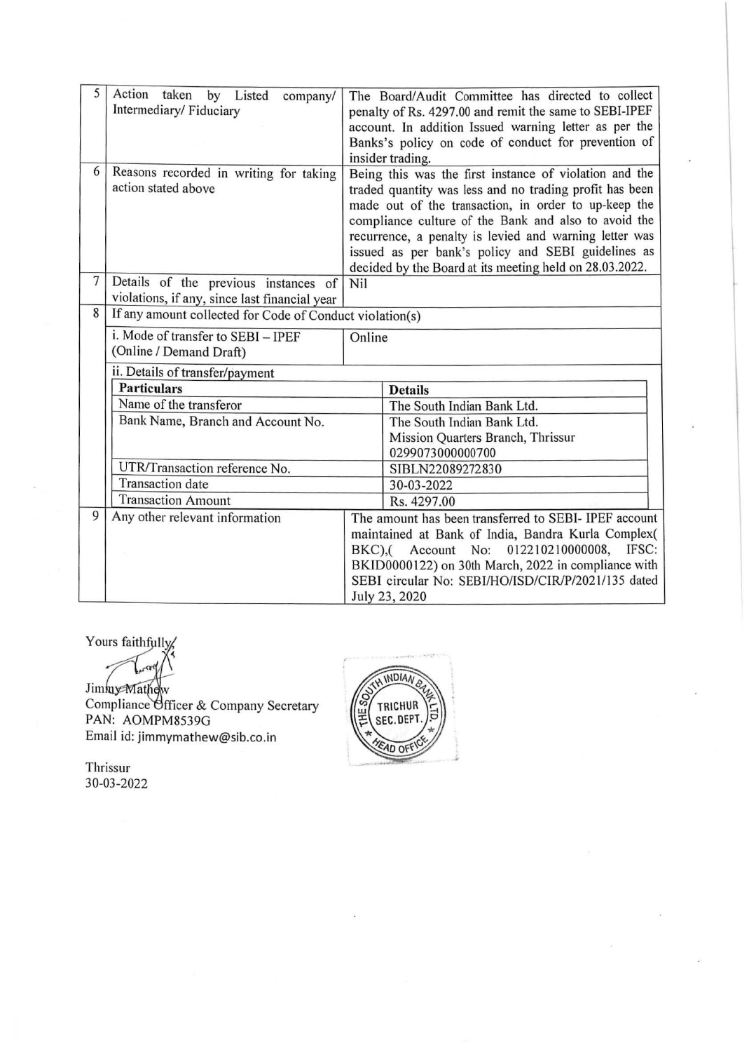| | | |
|---|---|---|
| 5 | Action taken by Listed company/ Intermediary/ Fiduciary | The Board/Audit Committee has directed to collect penalty of Rs. 4297.00 and remit the same to SEBI-IPEF account. In addition Issued warning letter as per the Banks's policy on code of conduct for prevention of insider trading. |
| 6 | Reasons recorded in writing for taking action stated above | Being this was the first instance of violation and the traded quantity was less and no trading profit has been made out of the transaction, in order to up-keep the compliance culture of the Bank and also to avoid the recurrence, a penalty is levied and warning letter was issued as per bank's policy and SEBI guidelines as decided by the Board at its meeting held on 28.03.2022. |
| 7 | Details of the previous instances of violations, if any, since last financial year | Nil |
| 8 | If any amount collected for Code of Conduct violation(s) | |
| | i. Mode of transfer to SEBI – IPEF (Online / Demand Draft) | Online |
| | ii. Details of transfer/payment | |

| Particulars | Details |
|---|---|
| Name of the transferor | The South Indian Bank Ltd. |
| Bank Name, Branch and Account No. | The South Indian Bank Ltd.<br>Mission Quarters Branch, Thrissur<br>0299073000000700 |
| UTR/Transaction reference No. | SIBLN22089272830 |
| Transaction date | 30-03-2022 |
| Transaction Amount | Rs. 4297.00 |

| | | |
|---|---|---|
| 9 | Any other relevant information | The amount has been transferred to SEBI- IPEF account maintained at Bank of India, Bandra Kurla Complex( BKC),( Account No: 012210210000008, IFSC: BKID0000122) on 30th March, 2022 in compliance with SEBI circular No: SEBI/HO/ISD/CIR/P/2021/135 dated July 23, 2020 |

Yours faithfully,

Jimmy Mathew
Compliance Officer & Company Secretary
PAN: AOMPM8539G
Email id: jimmymathew@sib.co.in

Thrissur
30-03-2022

THE SOUTH INDIAN BANK LTD. TRICHUR SEC. DEPT. HEAD OFFICE